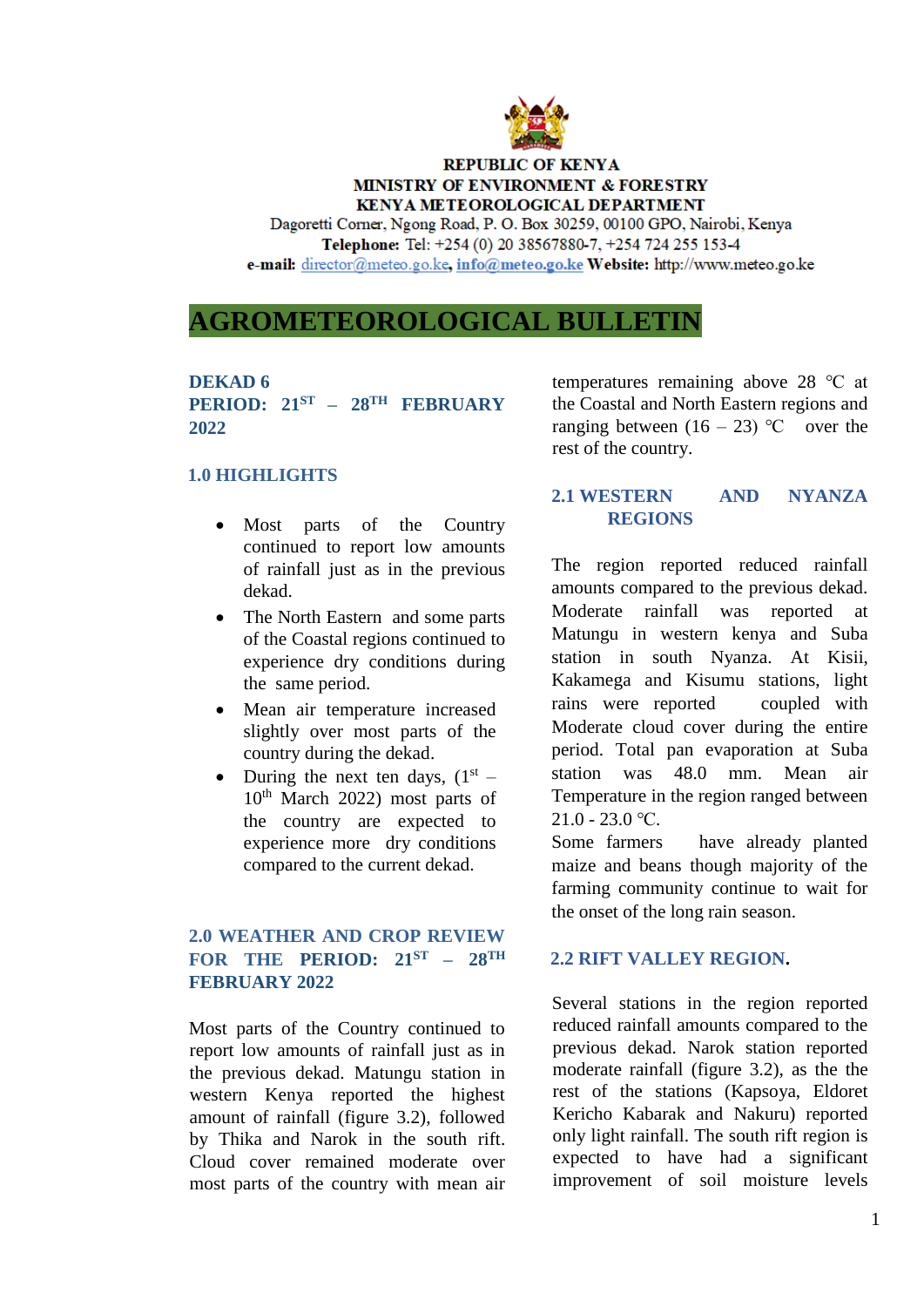**REPUBLIC OF KENYA**
**MINISTRY OF ENVIRONMENT & FORESTRY**
**KENYA METEOROLOGICAL DEPARTMENT**
Dagoretti Corner, Ngong Road, P. O. Box 30259, 00100 GPO, Nairobi, Kenya
**Telephone:** Tel: +254 (0) 20 38567880-7, +254 724 255 153-4
**e-mail:** director@meteo.go.ke, **info@meteo.go.ke** **Website:** http://www.meteo.go.ke

# AGROMETEOROLOGICAL BULLETIN

**DEKAD 6**
**PERIOD: 21ST – 28TH FEBRUARY 2022**

## 1.0 HIGHLIGHTS

- Most parts of the Country continued to report low amounts of rainfall just as in the previous dekad.
- The North Eastern and some parts of the Coastal regions continued to experience dry conditions during the same period.
- Mean air temperature increased slightly over most parts of the country during the dekad.
- During the next ten days, (1st – 10th March 2022) most parts of the country are expected to experience more dry conditions compared to the current dekad.

## 2.0 WEATHER AND CROP REVIEW FOR THE PERIOD: 21ST – 28TH FEBRUARY 2022

Most parts of the Country continued to report low amounts of rainfall just as in the previous dekad. Matungu station in western Kenya reported the highest amount of rainfall (figure 3.2), followed by Thika and Narok in the south rift. Cloud cover remained moderate over most parts of the country with mean air temperatures remaining above 28 °C at the Coastal and North Eastern regions and ranging between (16 – 23) °C over the rest of the country.

### 2.1 WESTERN AND NYANZA REGIONS

The region reported reduced rainfall amounts compared to the previous dekad. Moderate rainfall was reported at Matungu in western kenya and Suba station in south Nyanza. At Kisii, Kakamega and Kisumu stations, light rains were reported coupled with Moderate cloud cover during the entire period. Total pan evaporation at Suba station was 48.0 mm. Mean air Temperature in the region ranged between 21.0 - 23.0 °C.
Some farmers have already planted maize and beans though majority of the farming community continue to wait for the onset of the long rain season.

### 2.2 RIFT VALLEY REGION.

Several stations in the region reported reduced rainfall amounts compared to the previous dekad. Narok station reported moderate rainfall (figure 3.2), as the the rest of the stations (Kapsoya, Eldoret Kericho Kabarak and Nakuru) reported only light rainfall. The south rift region is expected to have had a significant improvement of soil moisture levels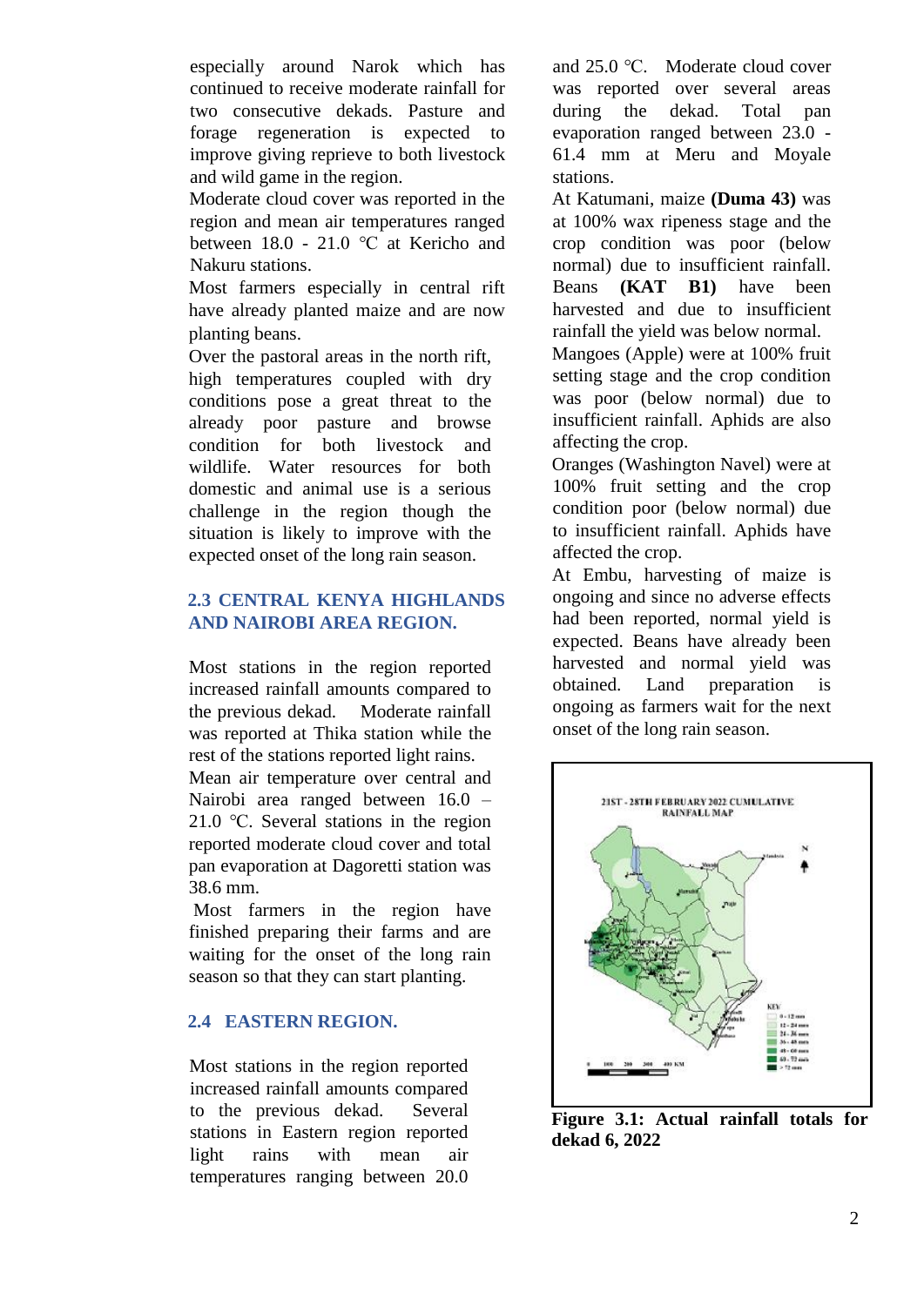especially around Narok which has continued to receive moderate rainfall for two consecutive dekads. Pasture and forage regeneration is expected to improve giving reprieve to both livestock and wild game in the region.

Moderate cloud cover was reported in the region and mean air temperatures ranged between 18.0 - 21.0 °C at Kericho and Nakuru stations.

Most farmers especially in central rift have already planted maize and are now planting beans.

Over the pastoral areas in the north rift, high temperatures coupled with dry conditions pose a great threat to the already poor pasture and browse condition for both livestock and wildlife. Water resources for both domestic and animal use is a serious challenge in the region though the situation is likely to improve with the expected onset of the long rain season.

## 2.3 CENTRAL KENYA HIGHLANDS AND NAIROBI AREA REGION.

Most stations in the region reported increased rainfall amounts compared to the previous dekad. Moderate rainfall was reported at Thika station while the rest of the stations reported light rains.

Mean air temperature over central and Nairobi area ranged between 16.0 – 21.0 °C. Several stations in the region reported moderate cloud cover and total pan evaporation at Dagoretti station was 38.6 mm.

Most farmers in the region have finished preparing their farms and are waiting for the onset of the long rain season so that they can start planting.

## 2.4 EASTERN REGION.

Most stations in the region reported increased rainfall amounts compared to the previous dekad. Several stations in Eastern region reported light rains with mean air temperatures ranging between 20.0 and 25.0 °C. Moderate cloud cover was reported over several areas during the dekad. Total pan evaporation ranged between 23.0 - 61.4 mm at Meru and Moyale stations.

At Katumani, maize **(Duma 43)** was at 100% wax ripeness stage and the crop condition was poor (below normal) due to insufficient rainfall. Beans **(KAT B1)** have been harvested and due to insufficient rainfall the yield was below normal.

Mangoes (Apple) were at 100% fruit setting stage and the crop condition was poor (below normal) due to insufficient rainfall. Aphids are also affecting the crop.

Oranges (Washington Navel) were at 100% fruit setting and the crop condition poor (below normal) due to insufficient rainfall. Aphids have affected the crop.

At Embu, harvesting of maize is ongoing and since no adverse effects had been reported, normal yield is expected. Beans have already been harvested and normal yield was obtained. Land preparation is ongoing as farmers wait for the next onset of the long rain season.

**Figure 3.1: Actual rainfall totals for dekad 6, 2022**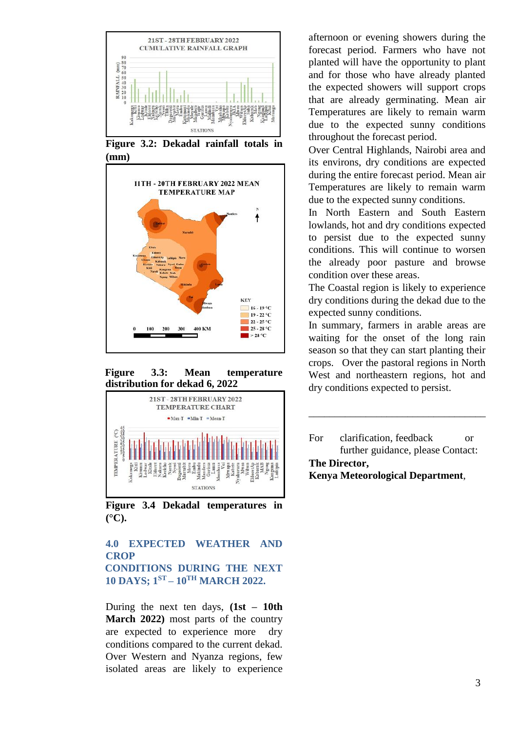21ST - 28TH FEBRUARY 2022
CUMULATIVE RAINFALL GRAPH

RAINFALL (mm)

STATIONS

Figure 3.2: Dekadal rainfall totals in (mm)

11TH - 20TH FEBRUARY 2022 MEAN TEMPERATURE MAP

KEY
16 - 19 °C
19 - 22 °C
22 - 25 °C
25 - 28 °C
> 28 °C

0 100 200 300 400 KM

**Figure 3.3: Mean temperature distribution for dekad 6, 2022**

21ST - 28TH FEBRUARY 2022
TEMPERATURE CHART

Max-T Min-T Mean-T

TEMPERATURE (°C)

STATIONS

**Figure 3.4 Dekadal temperatures in (°C).**

## 4.0 EXPECTED WEATHER AND CROP CONDITIONS DURING THE NEXT 10 DAYS; 1[ST] – 10[TH] MARCH 2022.

During the next ten days, **(1st – 10th March 2022)** most parts of the country are expected to experience more dry conditions compared to the current dekad. Over Western and Nyanza regions, few isolated areas are likely to experience afternoon or evening showers during the forecast period. Farmers who have not planted will have the opportunity to plant and for those who have already planted the expected showers will support crops that are already germinating. Mean air Temperatures are likely to remain warm due to the expected sunny conditions throughout the forecast period.

Over Central Highlands, Nairobi area and its environs, dry conditions are expected during the entire forecast period. Mean air Temperatures are likely to remain warm due to the expected sunny conditions.

In North Eastern and South Eastern lowlands, hot and dry conditions expected to persist due to the expected sunny conditions. This will continue to worsen the already poor pasture and browse condition over these areas.

The Coastal region is likely to experience dry conditions during the dekad due to the expected sunny conditions.

In summary, farmers in arable areas are waiting for the onset of the long rain season so that they can start planting their crops. Over the pastoral regions in North West and northeastern regions, hot and dry conditions expected to persist.

---

For clarification, feedback or further guidance, please Contact:

**The Director,**

**Kenya Meteorological Department**,